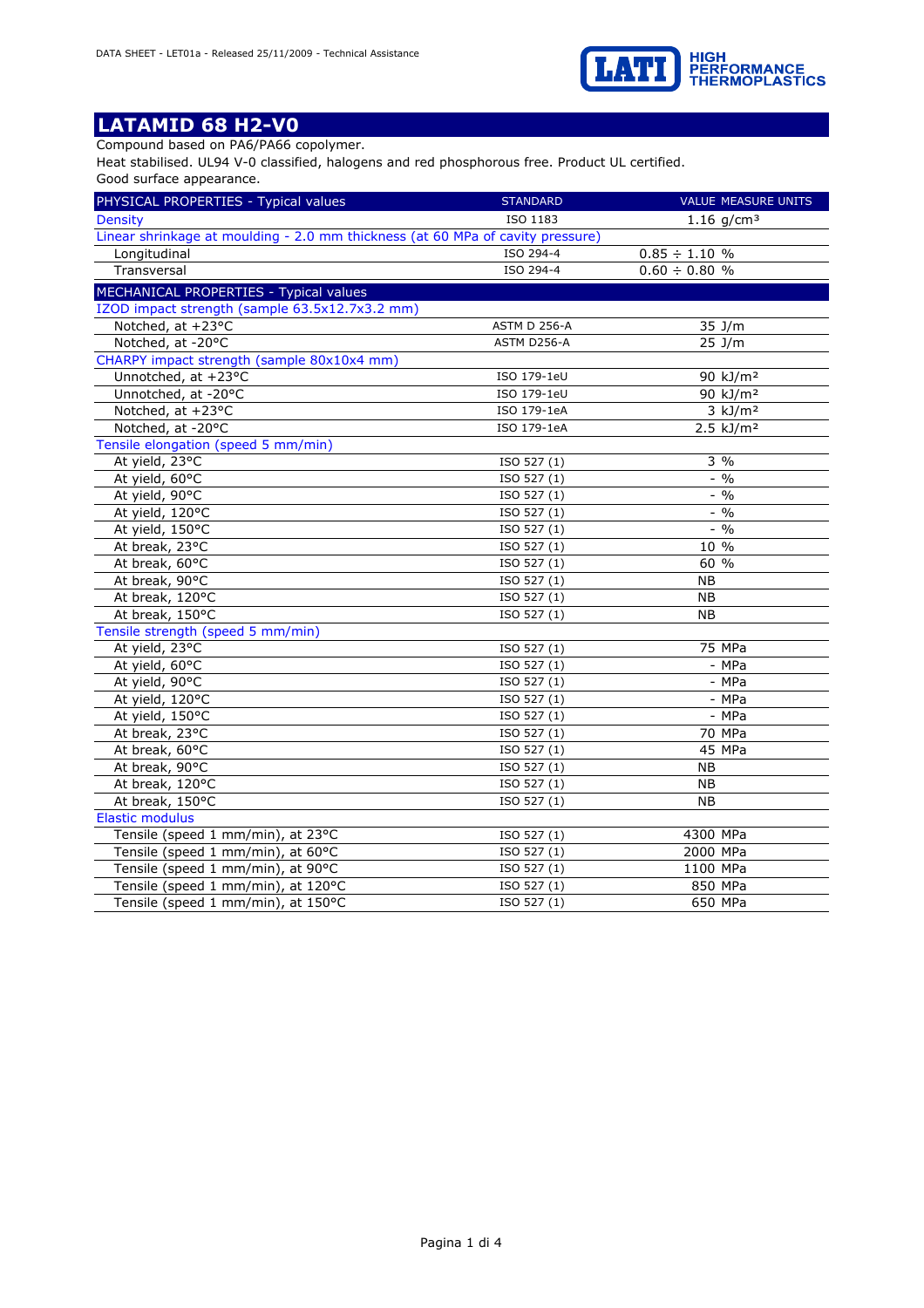# LATAMID 68 H2-V0

Compound based on PA6/PA66 copolymer.
Heat stabilised. UL94 V-0 classified, halogens and red phosphorous free. Product UL certified.
Good surface appearance.

| PHYSICAL PROPERTIES - Typical values | STANDARD | VALUE MEASURE UNITS |
|---|---|---|
| Density | ISO 1183 | 1.16 g/cm³ |
| Linear shrinkage at moulding - 2.0 mm thickness (at 60 MPa of cavity pressure) | | |
| Longitudinal | ISO 294-4 | 0.85 ÷ 1.10 % |
| Transversal | ISO 294-4 | 0.60 ÷ 0.80 % |

| MECHANICAL PROPERTIES - Typical values | STANDARD | VALUE MEASURE UNITS |
|---|---|---|
| IZOD impact strength (sample 63.5x12.7x3.2 mm) | | |
| Notched, at +23°C | ASTM D 256-A | 35 J/m |
| Notched, at -20°C | ASTM D256-A | 25 J/m |
| CHARPY impact strength (sample 80x10x4 mm) | | |
| Unnotched, at +23°C | ISO 179-1eU | 90 kJ/m² |
| Unnotched, at -20°C | ISO 179-1eU | 90 kJ/m² |
| Notched, at +23°C | ISO 179-1eA | 3 kJ/m² |
| Notched, at -20°C | ISO 179-1eA | 2.5 kJ/m² |
| Tensile elongation (speed 5 mm/min) | | |
| At yield, 23°C | ISO 527 (1) | 3 % |
| At yield, 60°C | ISO 527 (1) | - % |
| At yield, 90°C | ISO 527 (1) | - % |
| At yield, 120°C | ISO 527 (1) | - % |
| At yield, 150°C | ISO 527 (1) | - % |
| At break, 23°C | ISO 527 (1) | 10 % |
| At break, 60°C | ISO 527 (1) | 60 % |
| At break, 90°C | ISO 527 (1) | NB |
| At break, 120°C | ISO 527 (1) | NB |
| At break, 150°C | ISO 527 (1) | NB |
| Tensile strength (speed 5 mm/min) | | |
| At yield, 23°C | ISO 527 (1) | 75 MPa |
| At yield, 60°C | ISO 527 (1) | - MPa |
| At yield, 90°C | ISO 527 (1) | - MPa |
| At yield, 120°C | ISO 527 (1) | - MPa |
| At yield, 150°C | ISO 527 (1) | - MPa |
| At break, 23°C | ISO 527 (1) | 70 MPa |
| At break, 60°C | ISO 527 (1) | 45 MPa |
| At break, 90°C | ISO 527 (1) | NB |
| At break, 120°C | ISO 527 (1) | NB |
| At break, 150°C | ISO 527 (1) | NB |
| Elastic modulus | | |
| Tensile (speed 1 mm/min), at 23°C | ISO 527 (1) | 4300 MPa |
| Tensile (speed 1 mm/min), at 60°C | ISO 527 (1) | 2000 MPa |
| Tensile (speed 1 mm/min), at 90°C | ISO 527 (1) | 1100 MPa |
| Tensile (speed 1 mm/min), at 120°C | ISO 527 (1) | 850 MPa |
| Tensile (speed 1 mm/min), at 150°C | ISO 527 (1) | 650 MPa |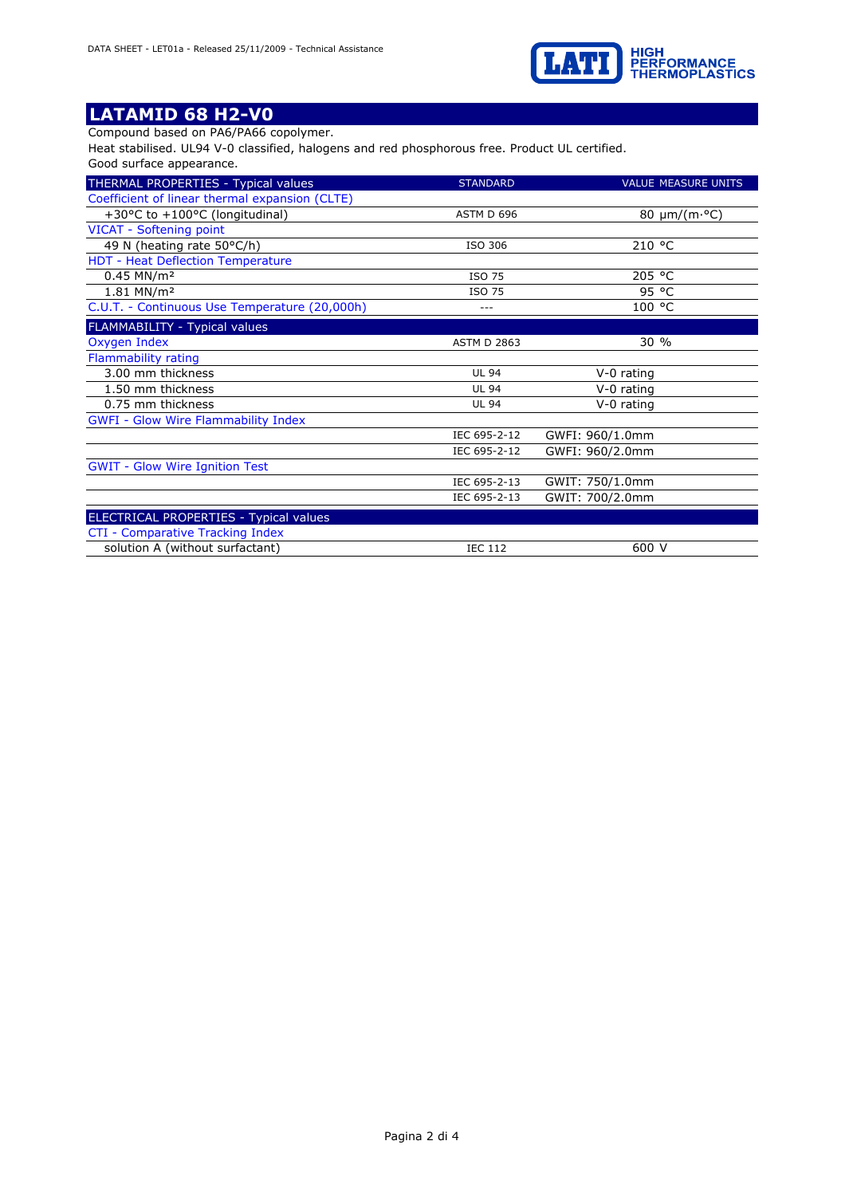# LATAMID 68 H2-V0

Compound based on PA6/PA66 copolymer.
Heat stabilised. UL94 V-0 classified, halogens and red phosphorous free. Product UL certified.
Good surface appearance.

| THERMAL PROPERTIES - Typical values | STANDARD | VALUE MEASURE UNITS |
|---|---|---|
| Coefficient of linear thermal expansion (CLTE) | | |
| +30°C to +100°C (longitudinal) | ASTM D 696 | 80 µm/(m·°C) |
| VICAT - Softening point | | |
| 49 N (heating rate 50°C/h) | ISO 306 | 210 °C |
| HDT - Heat Deflection Temperature | | |
| 0.45 MN/m² | ISO 75 | 205 °C |
| 1.81 MN/m² | ISO 75 | 95 °C |
| C.U.T. - Continuous Use Temperature (20,000h) | --- | 100 °C |

| FLAMMABILITY - Typical values | | |
|---|---|---|
| Oxygen Index | ASTM D 2863 | 30 % |
| Flammability rating | | |
| 3.00 mm thickness | UL 94 | V-0 rating |
| 1.50 mm thickness | UL 94 | V-0 rating |
| 0.75 mm thickness | UL 94 | V-0 rating |
| GWFI - Glow Wire Flammability Index | | |
| | IEC 695-2-12 | GWFI: 960/1.0mm |
| | IEC 695-2-12 | GWFI: 960/2.0mm |
| GWIT - Glow Wire Ignition Test | | |
| | IEC 695-2-13 | GWIT: 750/1.0mm |
| | IEC 695-2-13 | GWIT: 700/2.0mm |

| ELECTRICAL PROPERTIES - Typical values | | |
|---|---|---|
| CTI - Comparative Tracking Index | | |
| solution A (without surfactant) | IEC 112 | 600 V |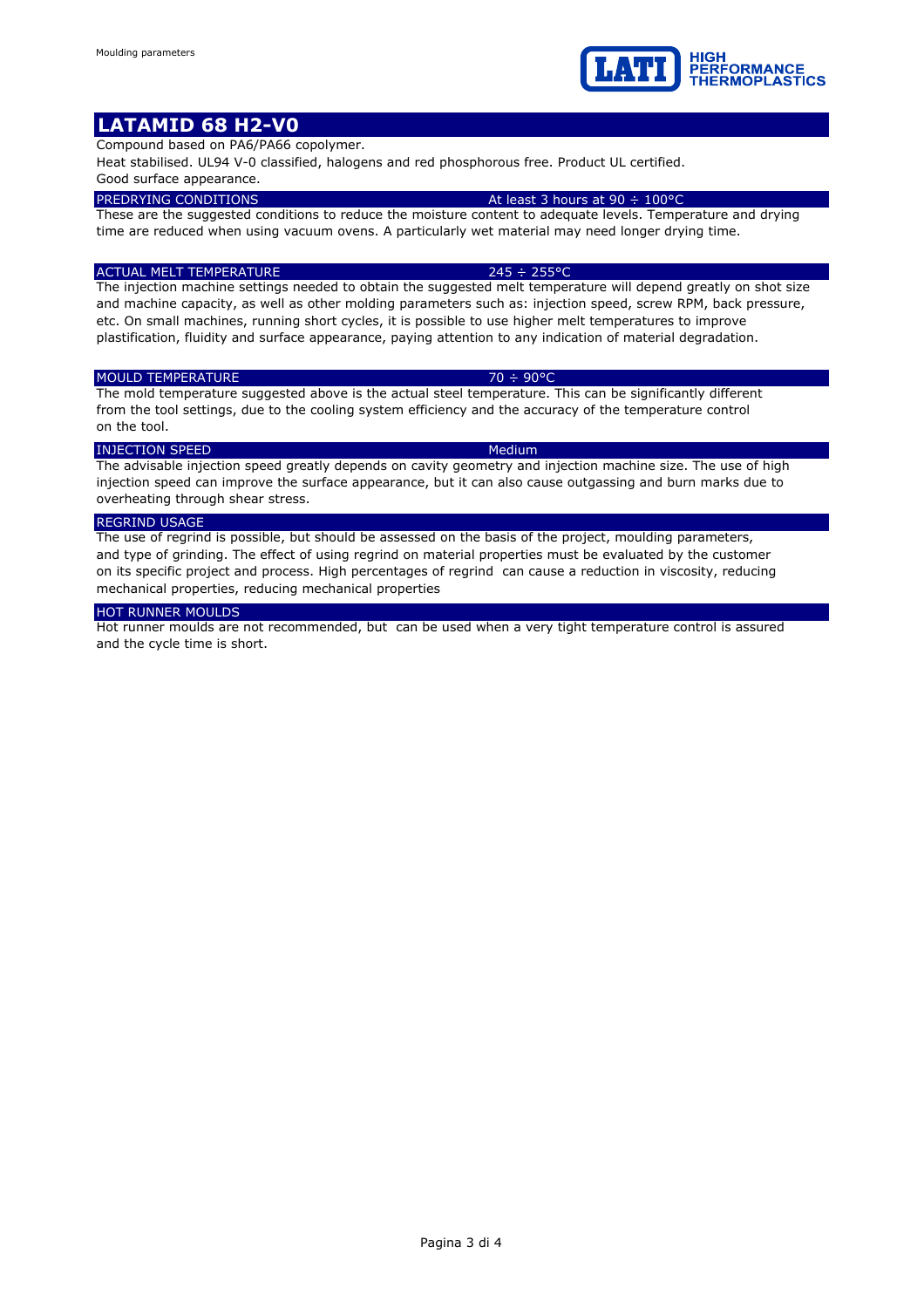# LATAMID 68 H2-V0

Compound based on PA6/PA66 copolymer.

Heat stabilised. UL94 V-0 classified, halogens and red phosphorous free. Product UL certified.

Good surface appearance.

## PREDRYING CONDITIONS — At least 3 hours at 90 ÷ 100°C

These are the suggested conditions to reduce the moisture content to adequate levels. Temperature and drying time are reduced when using vacuum ovens. A particularly wet material may need longer drying time.

## ACTUAL MELT TEMPERATURE — 245 ÷ 255°C

The injection machine settings needed to obtain the suggested melt temperature will depend greatly on shot size and machine capacity, as well as other molding parameters such as: injection speed, screw RPM, back pressure, etc. On small machines, running short cycles, it is possible to use higher melt temperatures to improve plastification, fluidity and surface appearance, paying attention to any indication of material degradation.

## MOULD TEMPERATURE — 70 ÷ 90°C

The mold temperature suggested above is the actual steel temperature. This can be significantly different from the tool settings, due to the cooling system efficiency and the accuracy of the temperature control on the tool.

## INJECTION SPEED — Medium

The advisable injection speed greatly depends on cavity geometry and injection machine size. The use of high injection speed can improve the surface appearance, but it can also cause outgassing and burn marks due to overheating through shear stress.

## REGRIND USAGE

The use of regrind is possible, but should be assessed on the basis of the project, moulding parameters, and type of grinding. The effect of using regrind on material properties must be evaluated by the customer on its specific project and process. High percentages of regrind can cause a reduction in viscosity, reducing mechanical properties, reducing mechanical properties

## HOT RUNNER MOULDS

Hot runner moulds are not recommended, but can be used when a very tight temperature control is assured and the cycle time is short.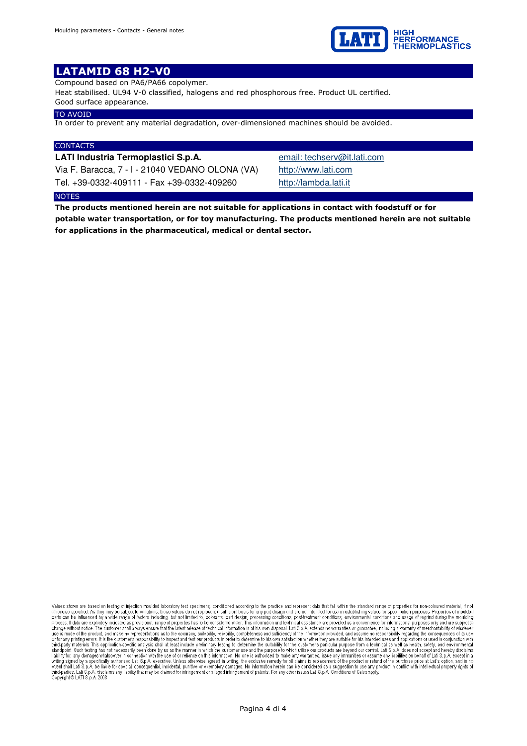# LATAMID 68 H2-V0

Compound based on PA6/PA66 copolymer.

Heat stabilised. UL94 V-0 classified, halogens and red phosphorous free. Product UL certified.

Good surface appearance.

## TO AVOID

In order to prevent any material degradation, over-dimensioned machines should be avoided.

## CONTACTS

**LATI Industria Termoplastici S.p.A.**

Via F. Baracca, 7 - I - 21040 VEDANO OLONA (VA)

Tel. +39-0332-409111 - Fax +39-0332-409260

email: techserv@it.lati.com

http://www.lati.com

http://lambda.lati.it

## NOTES

**The products mentioned herein are not suitable for applications in contact with foodstuff or for potable water transportation, or for toy manufacturing. The products mentioned herein are not suitable for applications in the pharmaceutical, medical or dental sector.**

Values shown are based on testing of injection moulded laboratory test specimens, conditioned according to the practice and represent data that fall within the standard range of properties for non-coloured material, if not otherwise specified. As they may be subject to variations, these values do not represent a sufficient basis for any part design and are not intended for use in establishing values for specification purposes. Properties of moulded parts can be influenced by a wide range of factors including, but not limited to, colorants, part design, processing conditions, post-treatment conditions, environmental conditions and usage of regrind during the moulding process. If data are explicitly indicated as provisional, range of properties has to be considered wider. This information and technical assistance are provided as a convenience for informational purposes only and are subject to change without notice. The customer shall always ensure that the latest release of technical information is at his own disposal. Lati S.p.A. extends no warranties or guarantee, including a warranty of merchantability of whatever use is made of the product, and make no representations as to the accuracy, suitability, reliability, completeness and sufficiency of the information provided, and assume no responsibility regarding the consequences of its use or for any printing errors. It is the customer's responsibility to inspect and test our products in order to determine to his own satisfaction whether they are suitable for his intended uses and applications or used in conjunction with third-party materials. This application-specific analysis shall at least include preliminary testing to determine the suitability for the customer's particular purpose from a technical as well as health, safety, and environmental standpoint. Such testing has not necessarily been done by us as the manner in which the customer use and the purpose to which utilise our products are beyond our control. Lati S.p.A. does not accept and hereby disclaims liability for, any damages whatsoever in connection with the use of or reliance on this information. No one is authorised to make any warranties, issue any immunities or assume any liabilities on behalf of Lati S.p.A. except in a writing signed by a specifically authorised Lati S.p.A. executive. Unless otherwise agreed in writing, the exclusive remedy for all claims is replacement of the product or refund of the purchase price at Lati's option, and in no event shall Lati S.p.A. be liable for special, consequential, incidental, punitive or exemplary damages. No information herein can be considered as a suggestion to use any product in conflict with intellectual property rights of third-parties. Lati S.p.A. disclaims any liability that may be claimed for infringement or alleged infringement of patents. For any other issues Lati S.p.A. Conditions of Sales apply.
Copyright © LATI S.p.A. 2008